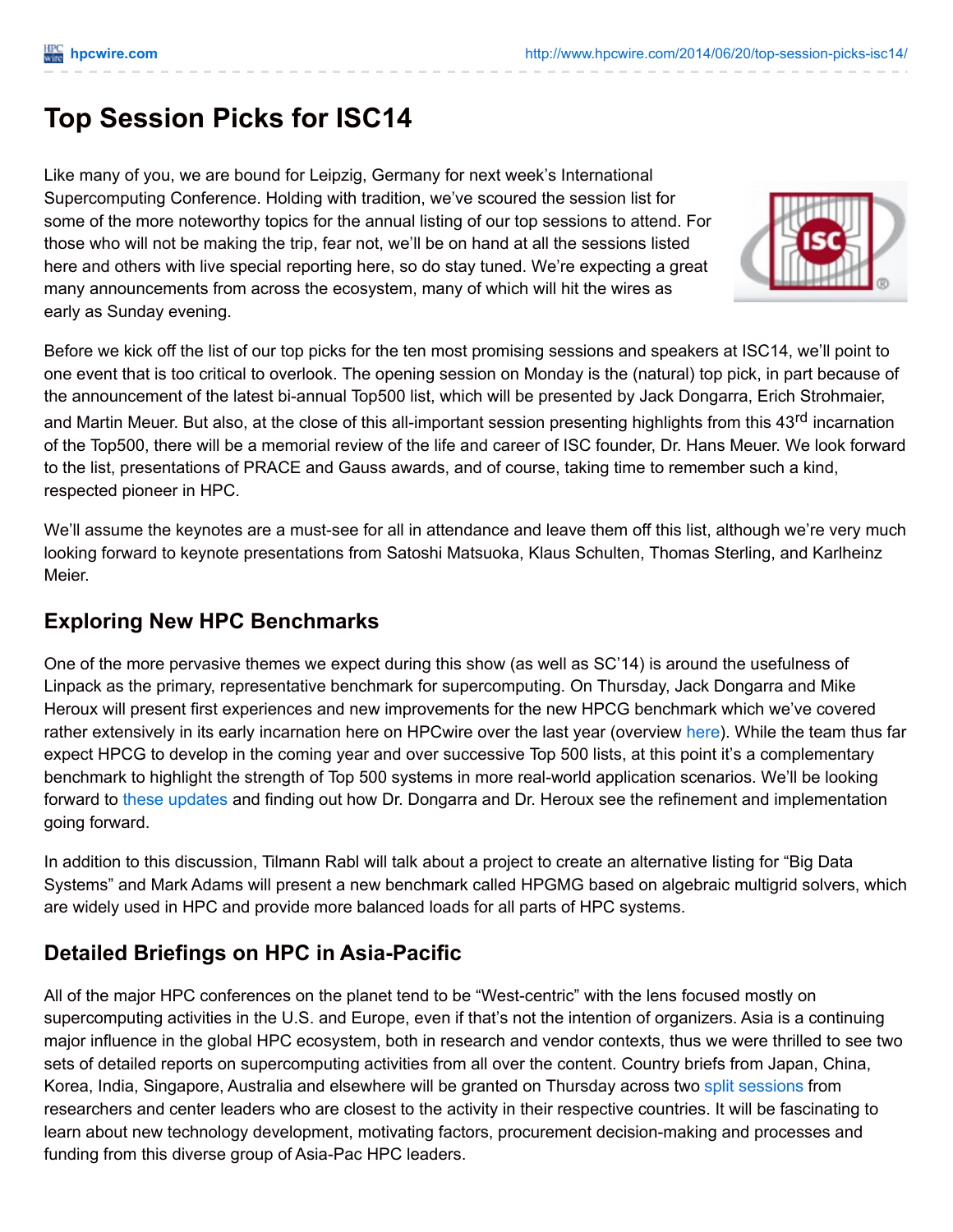# Top Session Picks for ISC14

Like many of you, we are bound for Leipzig, Germany for next week's International Supercomputing Conference. Holding with tradition, we've scoured the session list for some of the more noteworthy topics for the annual listing of our top sessions to attend. For those who will not be making the trip, fear not, we'll be on hand at all the sessions listed here and others with live special reporting here, so do stay tuned. We're expecting a great many announcements from across the ecosystem, many of which will hit the wires as early as Sunday evening.

Before we kick off the list of our top picks for the ten most promising sessions and speakers at ISC14, we'll point to one event that is too critical to overlook. The opening session on Monday is the (natural) top pick, in part because of the announcement of the latest bi-annual Top500 list, which will be presented by Jack Dongarra, Erich Strohmaier, and Martin Meuer. But also, at the close of this all-important session presenting highlights from this 43rd incarnation of the Top500, there will be a memorial review of the life and career of ISC founder, Dr. Hans Meuer. We look forward to the list, presentations of PRACE and Gauss awards, and of course, taking time to remember such a kind, respected pioneer in HPC.

We'll assume the keynotes are a must-see for all in attendance and leave them off this list, although we're very much looking forward to keynote presentations from Satoshi Matsuoka, Klaus Schulten, Thomas Sterling, and Karlheinz Meier.

## Exploring New HPC Benchmarks

One of the more pervasive themes we expect during this show (as well as SC'14) is around the usefulness of Linpack as the primary, representative benchmark for supercomputing. On Thursday, Jack Dongarra and Mike Heroux will present first experiences and new improvements for the new HPCG benchmark which we've covered rather extensively in its early incarnation here on HPCwire over the last year (overview here). While the team thus far expect HPCG to develop in the coming year and over successive Top 500 lists, at this point it's a complementary benchmark to highlight the strength of Top 500 systems in more real-world application scenarios. We'll be looking forward to these updates and finding out how Dr. Dongarra and Dr. Heroux see the refinement and implementation going forward.

In addition to this discussion, Tilmann Rabl will talk about a project to create an alternative listing for "Big Data Systems" and Mark Adams will present a new benchmark called HPGMG based on algebraic multigrid solvers, which are widely used in HPC and provide more balanced loads for all parts of HPC systems.

## Detailed Briefings on HPC in Asia-Pacific

All of the major HPC conferences on the planet tend to be "West-centric" with the lens focused mostly on supercomputing activities in the U.S. and Europe, even if that's not the intention of organizers. Asia is a continuing major influence in the global HPC ecosystem, both in research and vendor contexts, thus we were thrilled to see two sets of detailed reports on supercomputing activities from all over the content. Country briefs from Japan, China, Korea, India, Singapore, Australia and elsewhere will be granted on Thursday across two split sessions from researchers and center leaders who are closest to the activity in their respective countries. It will be fascinating to learn about new technology development, motivating factors, procurement decision-making and processes and funding from this diverse group of Asia-Pac HPC leaders.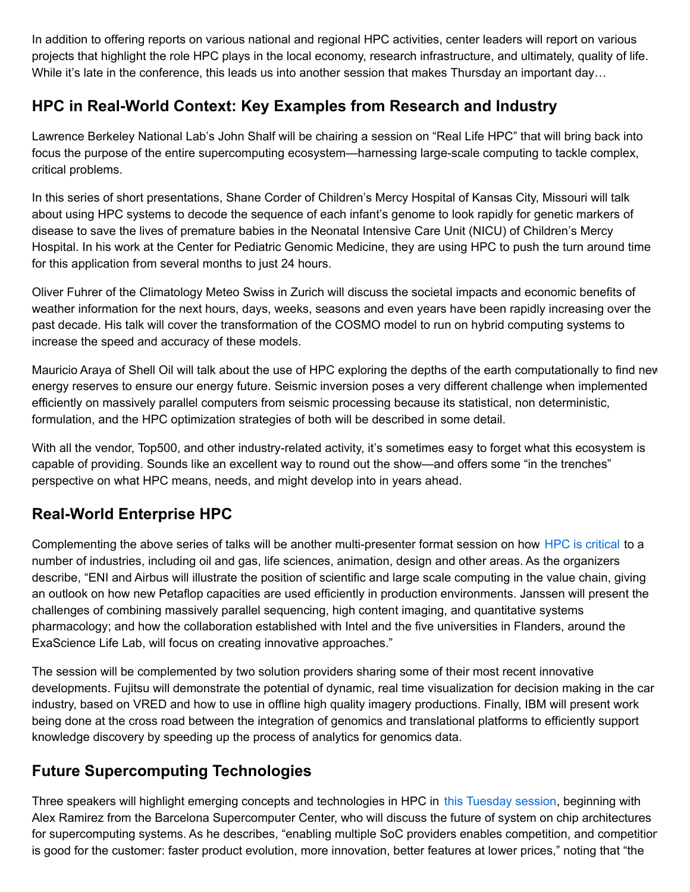In addition to offering reports on various national and regional HPC activities, center leaders will report on various projects that highlight the role HPC plays in the local economy, research infrastructure, and ultimately, quality of life. While it's late in the conference, this leads us into another session that makes Thursday an important day…

## HPC in Real-World Context: Key Examples from Research and Industry

Lawrence Berkeley National Lab's John Shalf will be chairing a session on "Real Life HPC" that will bring back into focus the purpose of the entire supercomputing ecosystem—harnessing large-scale computing to tackle complex, critical problems.

In this series of short presentations, Shane Corder of Children's Mercy Hospital of Kansas City, Missouri will talk about using HPC systems to decode the sequence of each infant's genome to look rapidly for genetic markers of disease to save the lives of premature babies in the Neonatal Intensive Care Unit (NICU) of Children's Mercy Hospital. In his work at the Center for Pediatric Genomic Medicine, they are using HPC to push the turn around time for this application from several months to just 24 hours.

Oliver Fuhrer of the Climatology Meteo Swiss in Zurich will discuss the societal impacts and economic benefits of weather information for the next hours, days, weeks, seasons and even years have been rapidly increasing over the past decade. His talk will cover the transformation of the COSMO model to run on hybrid computing systems to increase the speed and accuracy of these models.

Mauricio Araya of Shell Oil will talk about the use of HPC exploring the depths of the earth computationally to find new energy reserves to ensure our energy future. Seismic inversion poses a very different challenge when implemented efficiently on massively parallel computers from seismic processing because its statistical, non deterministic, formulation, and the HPC optimization strategies of both will be described in some detail.

With all the vendor, Top500, and other industry-related activity, it's sometimes easy to forget what this ecosystem is capable of providing. Sounds like an excellent way to round out the show—and offers some "in the trenches" perspective on what HPC means, needs, and might develop into in years ahead.

## Real-World Enterprise HPC

Complementing the above series of talks will be another multi-presenter format session on how HPC is critical to a number of industries, including oil and gas, life sciences, animation, design and other areas. As the organizers describe, "ENI and Airbus will illustrate the position of scientific and large scale computing in the value chain, giving an outlook on how new Petaflop capacities are used efficiently in production environments. Janssen will present the challenges of combining massively parallel sequencing, high content imaging, and quantitative systems pharmacology; and how the collaboration established with Intel and the five universities in Flanders, around the ExaScience Life Lab, will focus on creating innovative approaches."

The session will be complemented by two solution providers sharing some of their most recent innovative developments. Fujitsu will demonstrate the potential of dynamic, real time visualization for decision making in the car industry, based on VRED and how to use in offline high quality imagery productions. Finally, IBM will present work being done at the cross road between the integration of genomics and translational platforms to efficiently support knowledge discovery by speeding up the process of analytics for genomics data.

## Future Supercomputing Technologies

Three speakers will highlight emerging concepts and technologies in HPC in this Tuesday session, beginning with Alex Ramirez from the Barcelona Supercomputer Center, who will discuss the future of system on chip architectures for supercomputing systems. As he describes, "enabling multiple SoC providers enables competition, and competition is good for the customer: faster product evolution, more innovation, better features at lower prices," noting that "the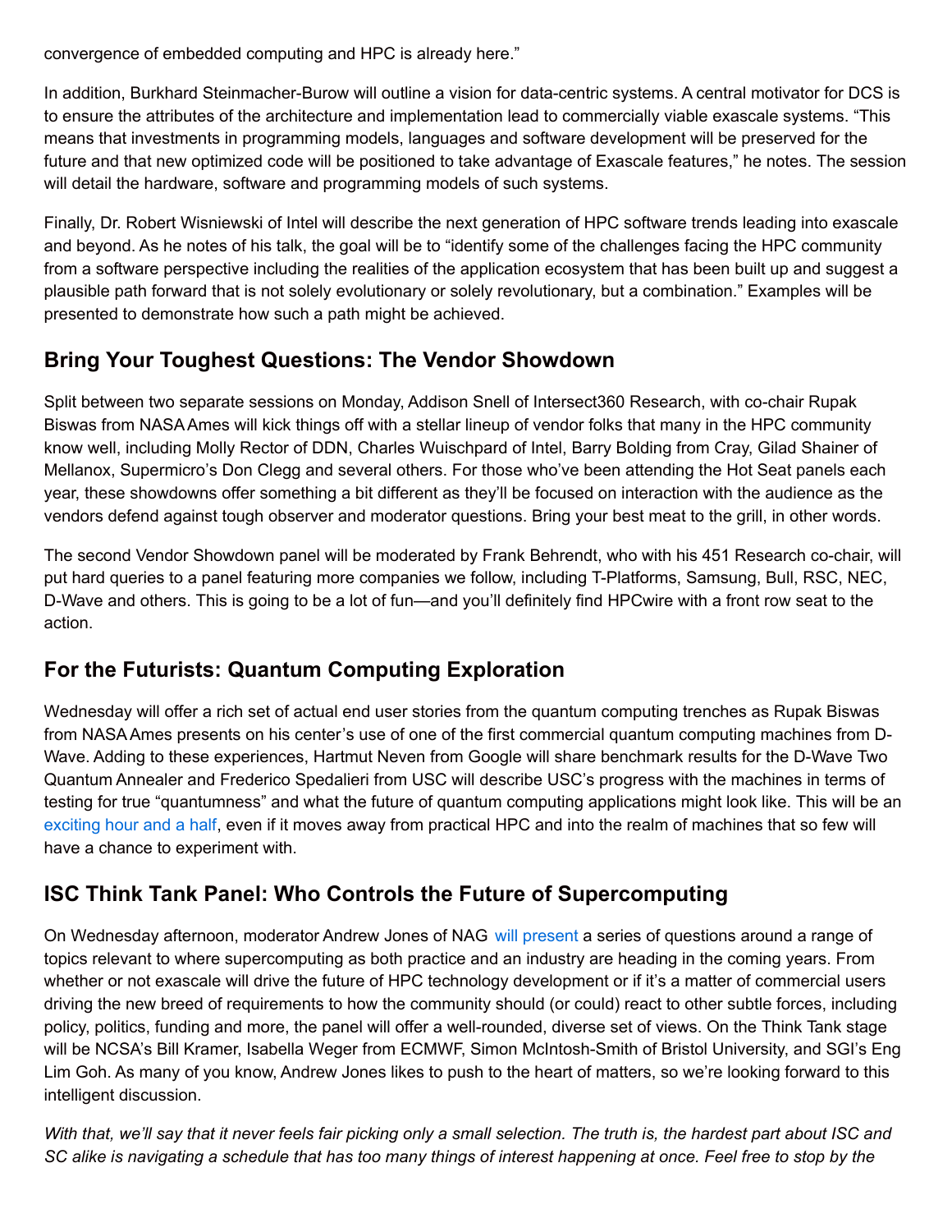convergence of embedded computing and HPC is already here."

In addition, Burkhard Steinmacher-Burow will outline a vision for data-centric systems. A central motivator for DCS is to ensure the attributes of the architecture and implementation lead to commercially viable exascale systems. "This means that investments in programming models, languages and software development will be preserved for the future and that new optimized code will be positioned to take advantage of Exascale features," he notes. The session will detail the hardware, software and programming models of such systems.

Finally, Dr. Robert Wisniewski of Intel will describe the next generation of HPC software trends leading into exascale and beyond. As he notes of his talk, the goal will be to "identify some of the challenges facing the HPC community from a software perspective including the realities of the application ecosystem that has been built up and suggest a plausible path forward that is not solely evolutionary or solely revolutionary, but a combination." Examples will be presented to demonstrate how such a path might be achieved.

## Bring Your Toughest Questions: The Vendor Showdown

Split between two separate sessions on Monday, Addison Snell of Intersect360 Research, with co-chair Rupak Biswas from NASA Ames will kick things off with a stellar lineup of vendor folks that many in the HPC community know well, including Molly Rector of DDN, Charles Wuischpard of Intel, Barry Bolding from Cray, Gilad Shainer of Mellanox, Supermicro's Don Clegg and several others. For those who've been attending the Hot Seat panels each year, these showdowns offer something a bit different as they'll be focused on interaction with the audience as the vendors defend against tough observer and moderator questions. Bring your best meat to the grill, in other words.

The second Vendor Showdown panel will be moderated by Frank Behrendt, who with his 451 Research co-chair, will put hard queries to a panel featuring more companies we follow, including T-Platforms, Samsung, Bull, RSC, NEC, D-Wave and others. This is going to be a lot of fun—and you'll definitely find HPCwire with a front row seat to the action.

## For the Futurists: Quantum Computing Exploration

Wednesday will offer a rich set of actual end user stories from the quantum computing trenches as Rupak Biswas from NASA Ames presents on his center's use of one of the first commercial quantum computing machines from D-Wave. Adding to these experiences, Hartmut Neven from Google will share benchmark results for the D-Wave Two Quantum Annealer and Frederico Spedalieri from USC will describe USC's progress with the machines in terms of testing for true "quantumness" and what the future of quantum computing applications might look like. This will be an exciting hour and a half, even if it moves away from practical HPC and into the realm of machines that so few will have a chance to experiment with.

## ISC Think Tank Panel: Who Controls the Future of Supercomputing

On Wednesday afternoon, moderator Andrew Jones of NAG will present a series of questions around a range of topics relevant to where supercomputing as both practice and an industry are heading in the coming years. From whether or not exascale will drive the future of HPC technology development or if it's a matter of commercial users driving the new breed of requirements to how the community should (or could) react to other subtle forces, including policy, politics, funding and more, the panel will offer a well-rounded, diverse set of views. On the Think Tank stage will be NCSA's Bill Kramer, Isabella Weger from ECMWF, Simon McIntosh-Smith of Bristol University, and SGI's Eng Lim Goh. As many of you know, Andrew Jones likes to push to the heart of matters, so we're looking forward to this intelligent discussion.

*With that, we'll say that it never feels fair picking only a small selection. The truth is, the hardest part about ISC and SC alike is navigating a schedule that has too many things of interest happening at once. Feel free to stop by the*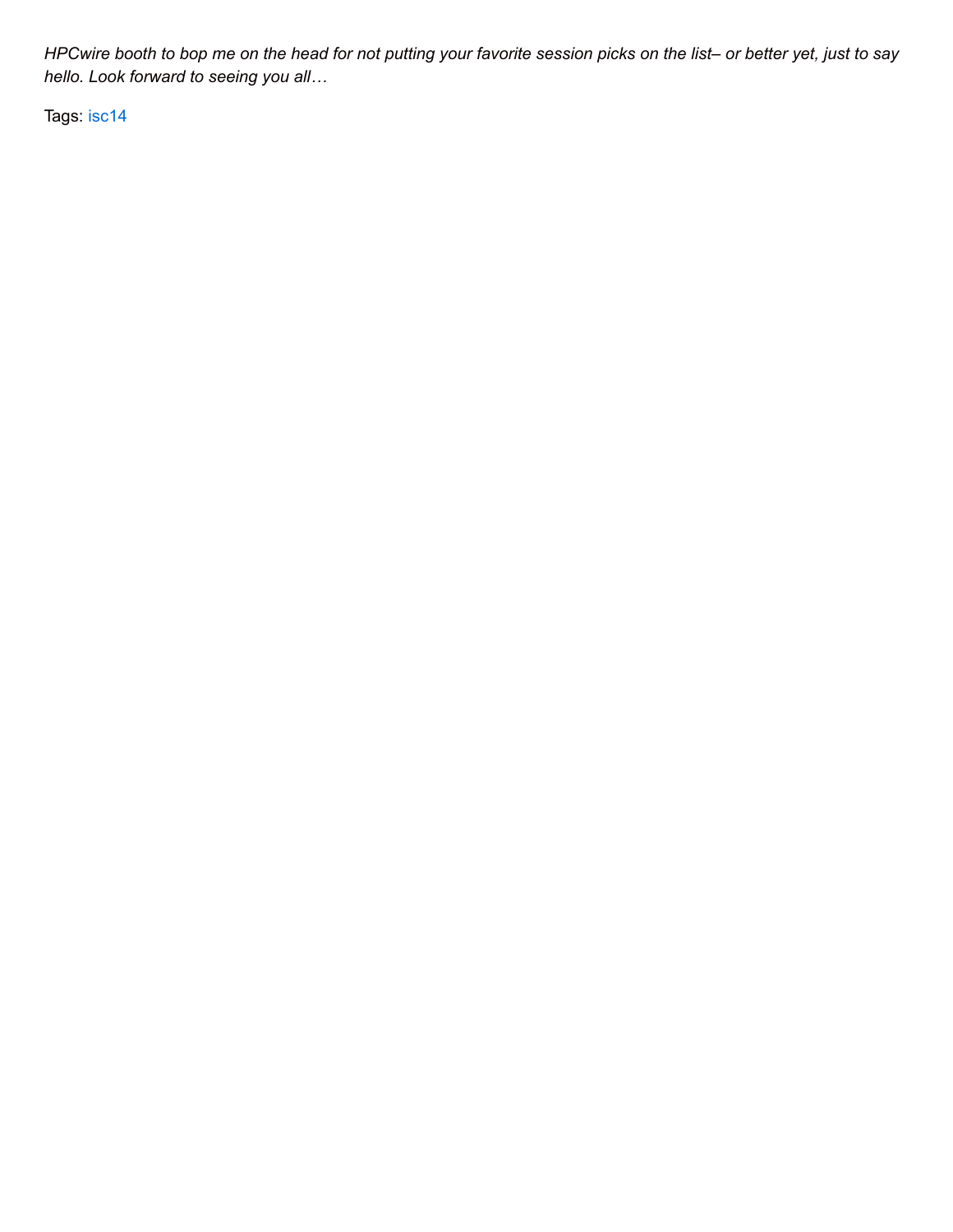*HPCwire booth to bop me on the head for not putting your favorite session picks on the list– or better yet, just to say hello. Look forward to seeing you all…*

Tags: isc14